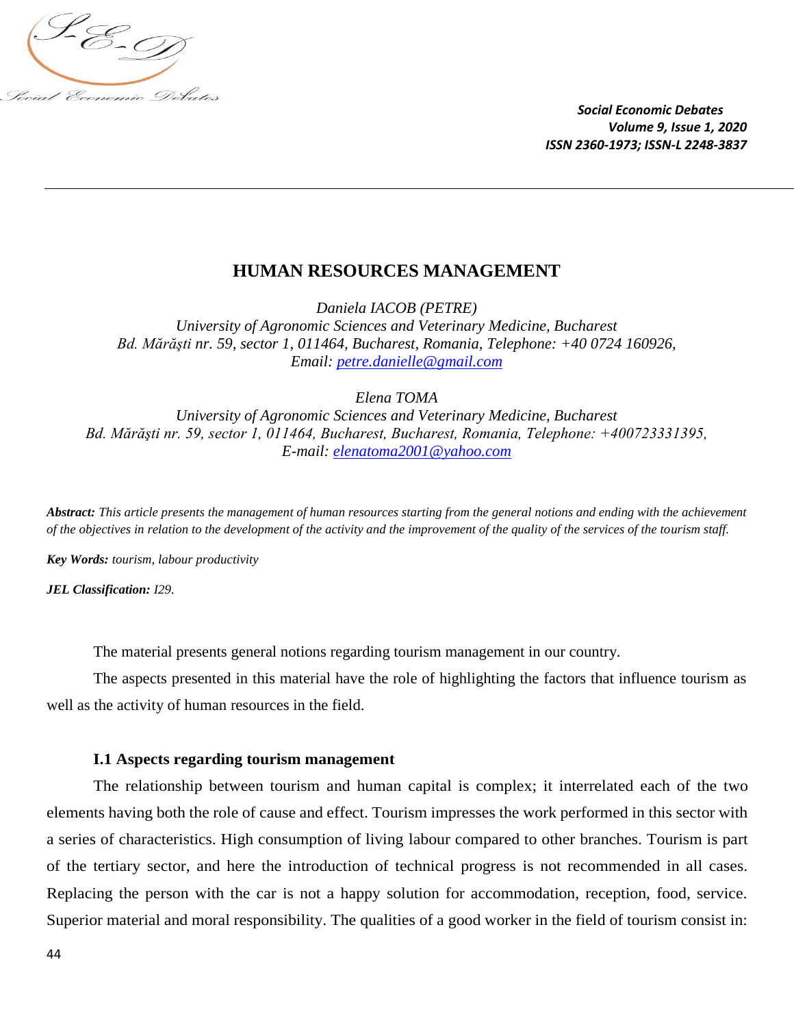# HUMAN RESOURCES MANAGEMENT

*Daniela IACOB (PETRE)*
*University of Agronomic Sciences and Veterinary Medicine, Bucharest*
*Bd. Mărăşti nr. 59, sector 1, 011464, Bucharest, Romania, Telephone: +40 0724 160926,*
*Email: petre.danielle@gmail.com*

*Elena TOMA*
*University of Agronomic Sciences and Veterinary Medicine, Bucharest*
*Bd. Mărăşti nr. 59, sector 1, 011464, Bucharest, Bucharest, Romania, Telephone: +400723331395,*
*E-mail: elenatoma2001@yahoo.com*

***Abstract:*** *This article presents the management of human resources starting from the general notions and ending with the achievement of the objectives in relation to the development of the activity and the improvement of the quality of the services of the tourism staff.*

***Key Words:*** *tourism, labour productivity*

***JEL Classification:*** *I29.*

The material presents general notions regarding tourism management in our country.

The aspects presented in this material have the role of highlighting the factors that influence tourism as well as the activity of human resources in the field.

### I.1 Aspects regarding tourism management

The relationship between tourism and human capital is complex; it interrelated each of the two elements having both the role of cause and effect. Tourism impresses the work performed in this sector with a series of characteristics. High consumption of living labour compared to other branches. Tourism is part of the tertiary sector, and here the introduction of technical progress is not recommended in all cases. Replacing the person with the car is not a happy solution for accommodation, reception, food, service. Superior material and moral responsibility. The qualities of a good worker in the field of tourism consist in: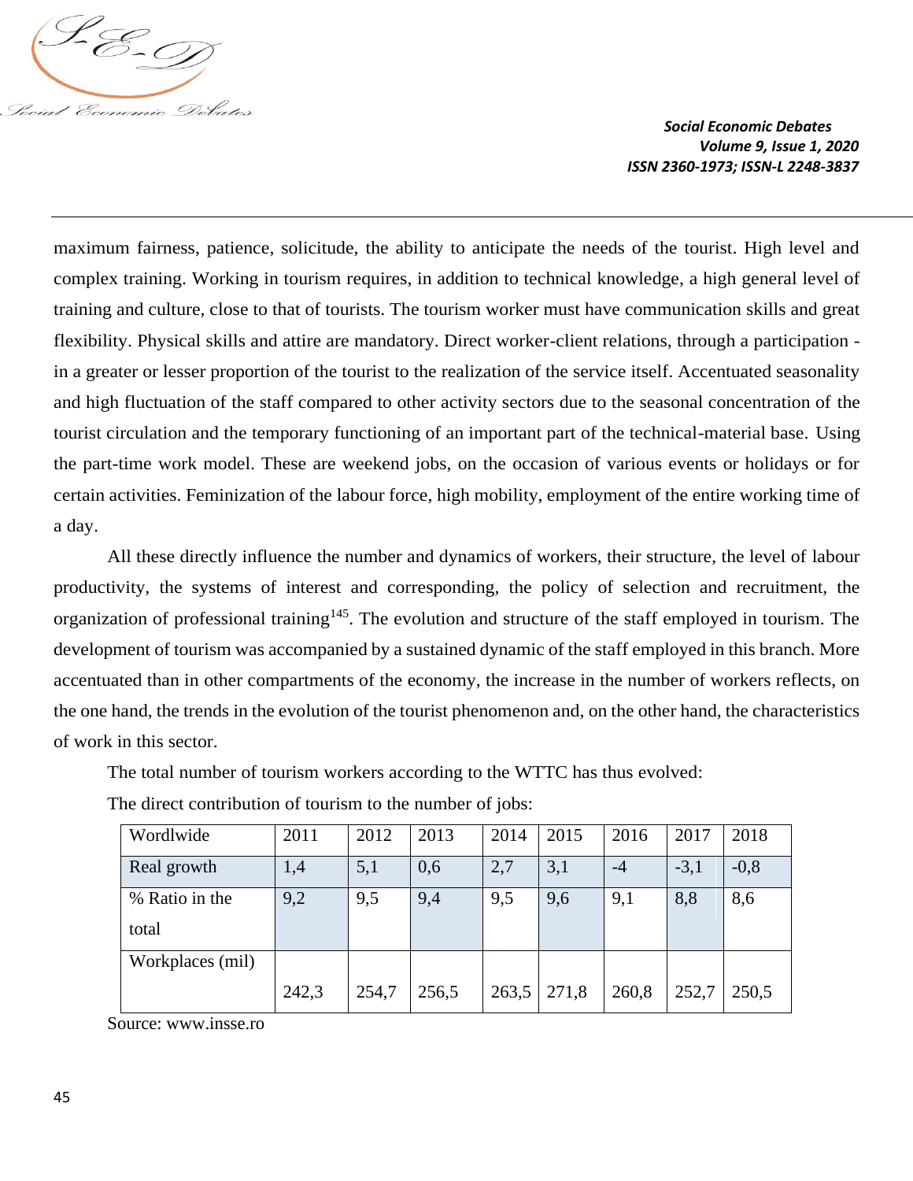maximum fairness, patience, solicitude, the ability to anticipate the needs of the tourist. High level and complex training. Working in tourism requires, in addition to technical knowledge, a high general level of training and culture, close to that of tourists. The tourism worker must have communication skills and great flexibility. Physical skills and attire are mandatory. Direct worker-client relations, through a participation - in a greater or lesser proportion of the tourist to the realization of the service itself. Accentuated seasonality and high fluctuation of the staff compared to other activity sectors due to the seasonal concentration of the tourist circulation and the temporary functioning of an important part of the technical-material base. Using the part-time work model. These are weekend jobs, on the occasion of various events or holidays or for certain activities. Feminization of the labour force, high mobility, employment of the entire working time of a day.

All these directly influence the number and dynamics of workers, their structure, the level of labour productivity, the systems of interest and corresponding, the policy of selection and recruitment, the organization of professional training[145]. The evolution and structure of the staff employed in tourism. The development of tourism was accompanied by a sustained dynamic of the staff employed in this branch. More accentuated than in other compartments of the economy, the increase in the number of workers reflects, on the one hand, the trends in the evolution of the tourist phenomenon and, on the other hand, the characteristics of work in this sector.

The total number of tourism workers according to the WTTC has thus evolved:

The direct contribution of tourism to the number of jobs:

| Wordlwide | 2011 | 2012 | 2013 | 2014 | 2015 | 2016 | 2017 | 2018 |
|---|---|---|---|---|---|---|---|---|
| Real growth | 1,4 | 5,1 | 0,6 | 2,7 | 3,1 | -4 | -3,1 | -0,8 |
| % Ratio in the total | 9,2 | 9,5 | 9,4 | 9,5 | 9,6 | 9,1 | 8,8 | 8,6 |
| Workplaces (mil) | 242,3 | 254,7 | 256,5 | 263,5 | 271,8 | 260,8 | 252,7 | 250,5 |

Source: www.insse.ro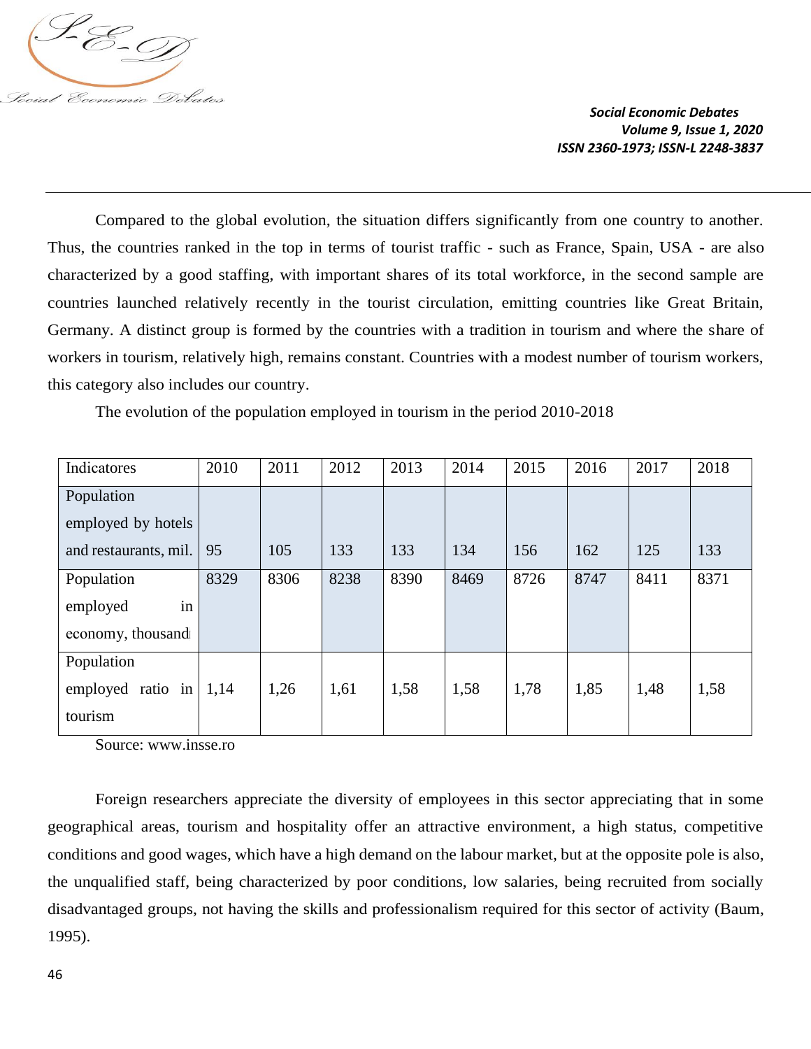Compared to the global evolution, the situation differs significantly from one country to another. Thus, the countries ranked in the top in terms of tourist traffic - such as France, Spain, USA - are also characterized by a good staffing, with important shares of its total workforce, in the second sample are countries launched relatively recently in the tourist circulation, emitting countries like Great Britain, Germany. A distinct group is formed by the countries with a tradition in tourism and where the share of workers in tourism, relatively high, remains constant. Countries with a modest number of tourism workers, this category also includes our country.

The evolution of the population employed in tourism in the period 2010-2018

| Indicatores | 2010 | 2011 | 2012 | 2013 | 2014 | 2015 | 2016 | 2017 | 2018 |
|---|---|---|---|---|---|---|---|---|---|
| Population employed by hotels and restaurants, mil. | 95 | 105 | 133 | 133 | 134 | 156 | 162 | 125 | 133 |
| Population employed in economy, thousand | 8329 | 8306 | 8238 | 8390 | 8469 | 8726 | 8747 | 8411 | 8371 |
| Population employed ratio in tourism | 1,14 | 1,26 | 1,61 | 1,58 | 1,58 | 1,78 | 1,85 | 1,48 | 1,58 |

Source: www.insse.ro

Foreign researchers appreciate the diversity of employees in this sector appreciating that in some geographical areas, tourism and hospitality offer an attractive environment, a high status, competitive conditions and good wages, which have a high demand on the labour market, but at the opposite pole is also, the unqualified staff, being characterized by poor conditions, low salaries, being recruited from socially disadvantaged groups, not having the skills and professionalism required for this sector of activity (Baum, 1995).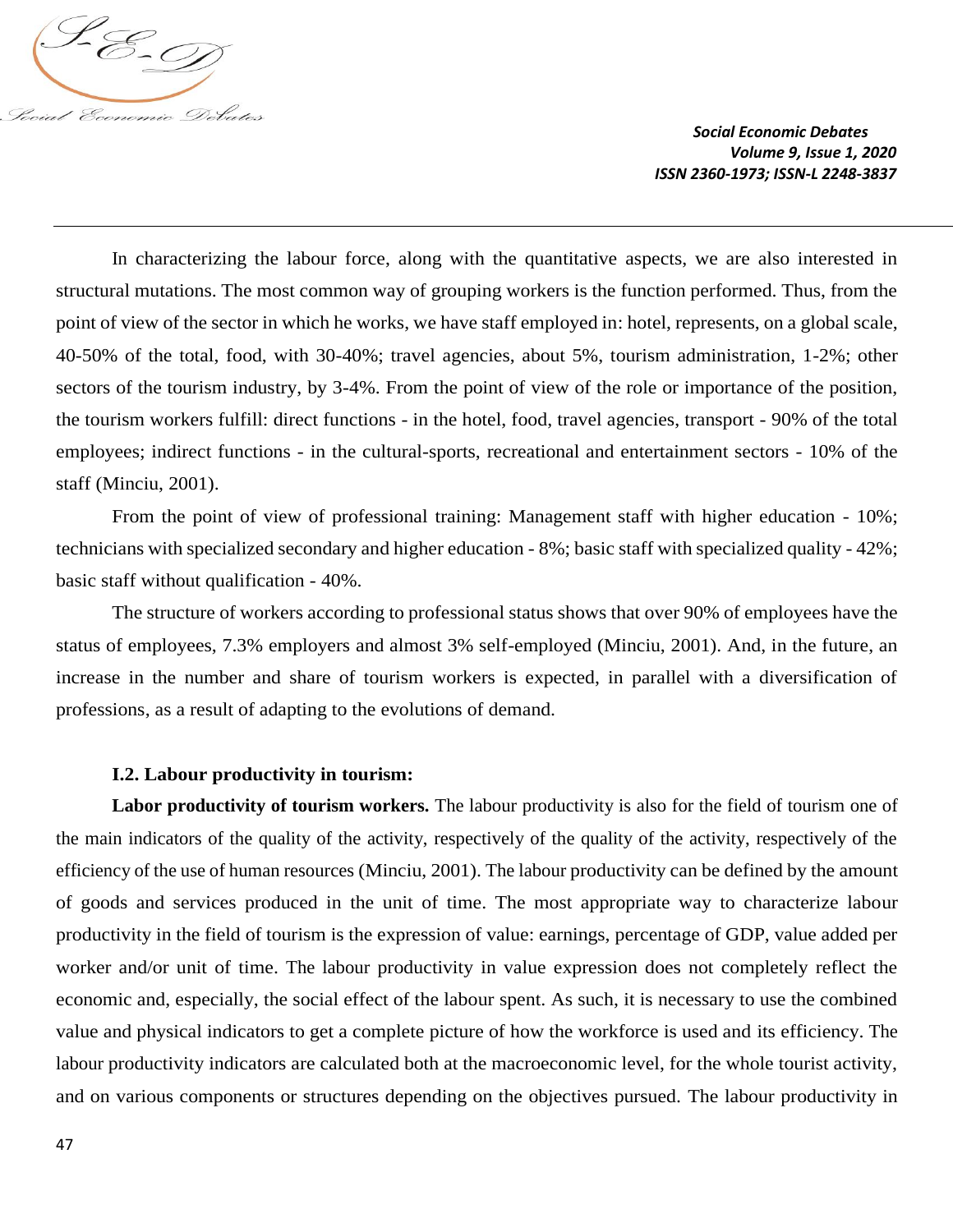In characterizing the labour force, along with the quantitative aspects, we are also interested in structural mutations. The most common way of grouping workers is the function performed. Thus, from the point of view of the sector in which he works, we have staff employed in: hotel, represents, on a global scale, 40-50% of the total, food, with 30-40%; travel agencies, about 5%, tourism administration, 1-2%; other sectors of the tourism industry, by 3-4%. From the point of view of the role or importance of the position, the tourism workers fulfill: direct functions - in the hotel, food, travel agencies, transport - 90% of the total employees; indirect functions - in the cultural-sports, recreational and entertainment sectors - 10% of the staff (Minciu, 2001).

From the point of view of professional training: Management staff with higher education - 10%; technicians with specialized secondary and higher education - 8%; basic staff with specialized quality - 42%; basic staff without qualification - 40%.

The structure of workers according to professional status shows that over 90% of employees have the status of employees, 7.3% employers and almost 3% self-employed (Minciu, 2001). And, in the future, an increase in the number and share of tourism workers is expected, in parallel with a diversification of professions, as a result of adapting to the evolutions of demand.

### I.2. Labour productivity in tourism:

**Labor productivity of tourism workers.** The labour productivity is also for the field of tourism one of the main indicators of the quality of the activity, respectively of the quality of the activity, respectively of the efficiency of the use of human resources (Minciu, 2001). The labour productivity can be defined by the amount of goods and services produced in the unit of time. The most appropriate way to characterize labour productivity in the field of tourism is the expression of value: earnings, percentage of GDP, value added per worker and/or unit of time. The labour productivity in value expression does not completely reflect the economic and, especially, the social effect of the labour spent. As such, it is necessary to use the combined value and physical indicators to get a complete picture of how the workforce is used and its efficiency. The labour productivity indicators are calculated both at the macroeconomic level, for the whole tourist activity, and on various components or structures depending on the objectives pursued. The labour productivity in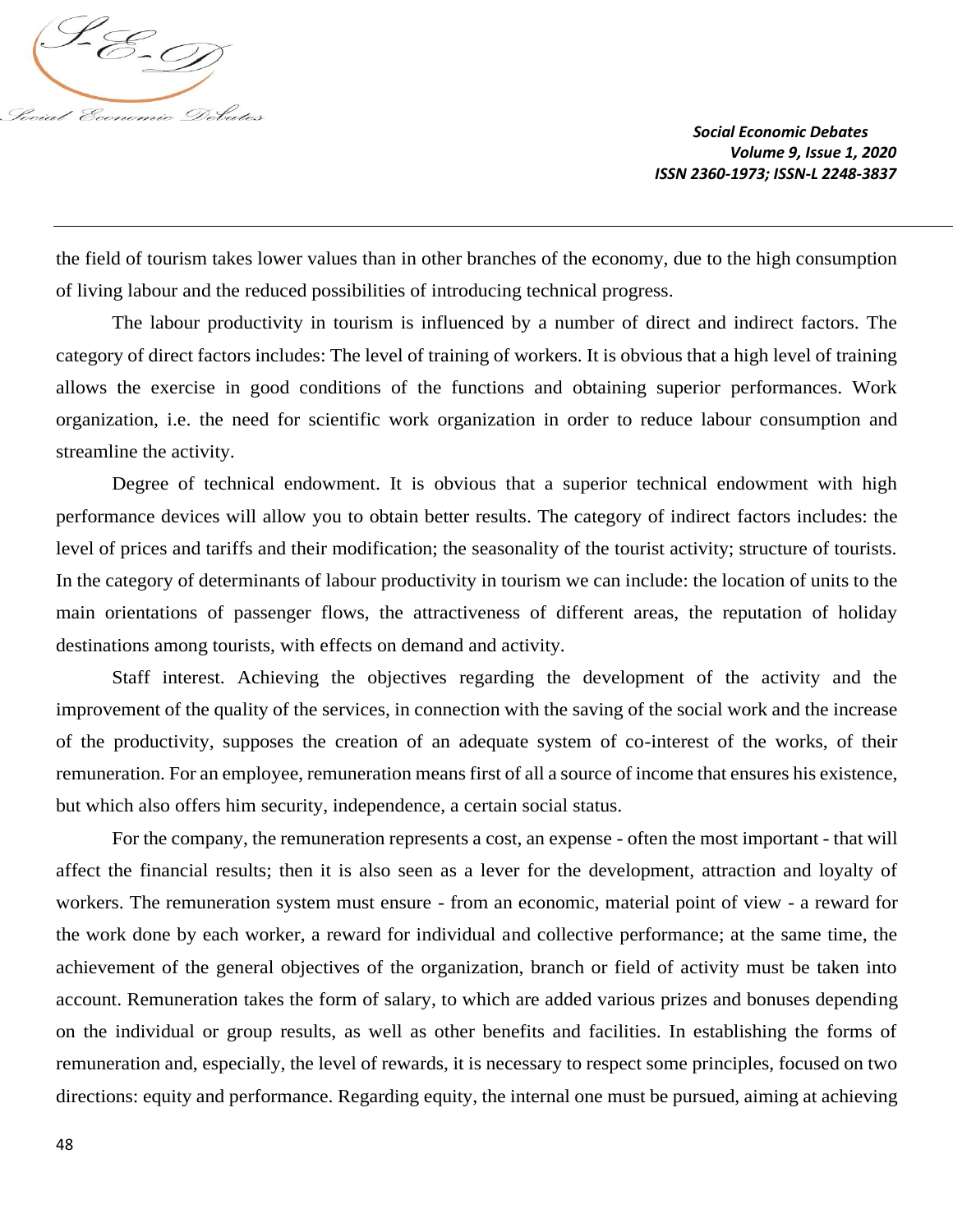the field of tourism takes lower values than in other branches of the economy, due to the high consumption of living labour and the reduced possibilities of introducing technical progress.

The labour productivity in tourism is influenced by a number of direct and indirect factors. The category of direct factors includes: The level of training of workers. It is obvious that a high level of training allows the exercise in good conditions of the functions and obtaining superior performances. Work organization, i.e. the need for scientific work organization in order to reduce labour consumption and streamline the activity.

Degree of technical endowment. It is obvious that a superior technical endowment with high performance devices will allow you to obtain better results. The category of indirect factors includes: the level of prices and tariffs and their modification; the seasonality of the tourist activity; structure of tourists. In the category of determinants of labour productivity in tourism we can include: the location of units to the main orientations of passenger flows, the attractiveness of different areas, the reputation of holiday destinations among tourists, with effects on demand and activity.

Staff interest. Achieving the objectives regarding the development of the activity and the improvement of the quality of the services, in connection with the saving of the social work and the increase of the productivity, supposes the creation of an adequate system of co-interest of the works, of their remuneration. For an employee, remuneration means first of all a source of income that ensures his existence, but which also offers him security, independence, a certain social status.

For the company, the remuneration represents a cost, an expense - often the most important - that will affect the financial results; then it is also seen as a lever for the development, attraction and loyalty of workers. The remuneration system must ensure - from an economic, material point of view - a reward for the work done by each worker, a reward for individual and collective performance; at the same time, the achievement of the general objectives of the organization, branch or field of activity must be taken into account. Remuneration takes the form of salary, to which are added various prizes and bonuses depending on the individual or group results, as well as other benefits and facilities. In establishing the forms of remuneration and, especially, the level of rewards, it is necessary to respect some principles, focused on two directions: equity and performance. Regarding equity, the internal one must be pursued, aiming at achieving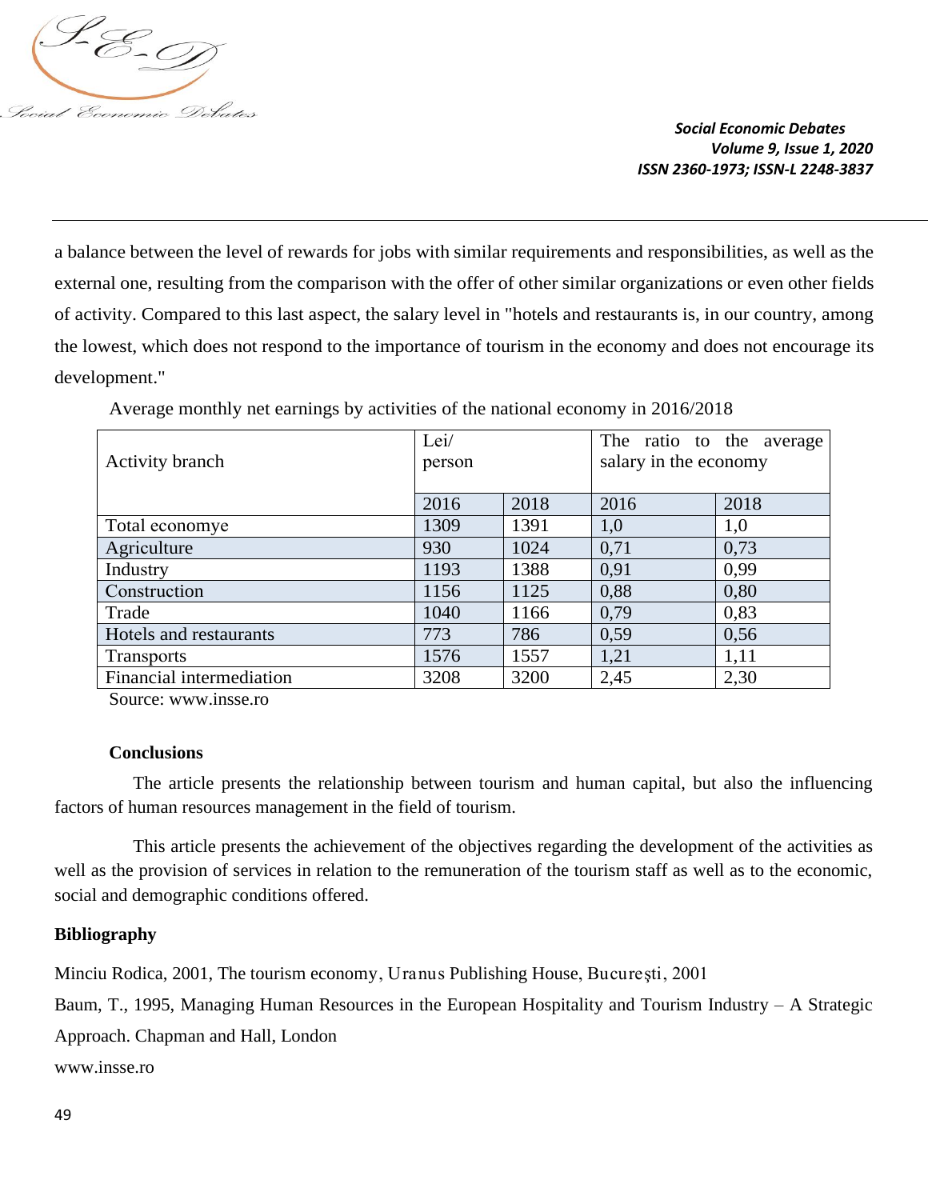a balance between the level of rewards for jobs with similar requirements and responsibilities, as well as the external one, resulting from the comparison with the offer of other similar organizations or even other fields of activity. Compared to this last aspect, the salary level in "hotels and restaurants is, in our country, among the lowest, which does not respond to the importance of tourism in the economy and does not encourage its development."

Average monthly net earnings by activities of the national economy in 2016/2018

| Activity branch | Lei/ person | | The ratio to the average salary in the economy | |
|---|---|---|---|---|
| | 2016 | 2018 | 2016 | 2018 |
| Total economye | 1309 | 1391 | 1,0 | 1,0 |
| Agriculture | 930 | 1024 | 0,71 | 0,73 |
| Industry | 1193 | 1388 | 0,91 | 0,99 |
| Construction | 1156 | 1125 | 0,88 | 0,80 |
| Trade | 1040 | 1166 | 0,79 | 0,83 |
| Hotels and restaurants | 773 | 786 | 0,59 | 0,56 |
| Transports | 1576 | 1557 | 1,21 | 1,11 |
| Financial intermediation | 3208 | 3200 | 2,45 | 2,30 |

Source: www.insse.ro

## Conclusions

The article presents the relationship between tourism and human capital, but also the influencing factors of human resources management in the field of tourism.

This article presents the achievement of the objectives regarding the development of the activities as well as the provision of services in relation to the remuneration of the tourism staff as well as to the economic, social and demographic conditions offered.

## Bibliography

Minciu Rodica, 2001, The tourism economy, Uranus Publishing House, Bucureşti, 2001

Baum, T., 1995, Managing Human Resources in the European Hospitality and Tourism Industry – A Strategic Approach. Chapman and Hall, London

www.insse.ro